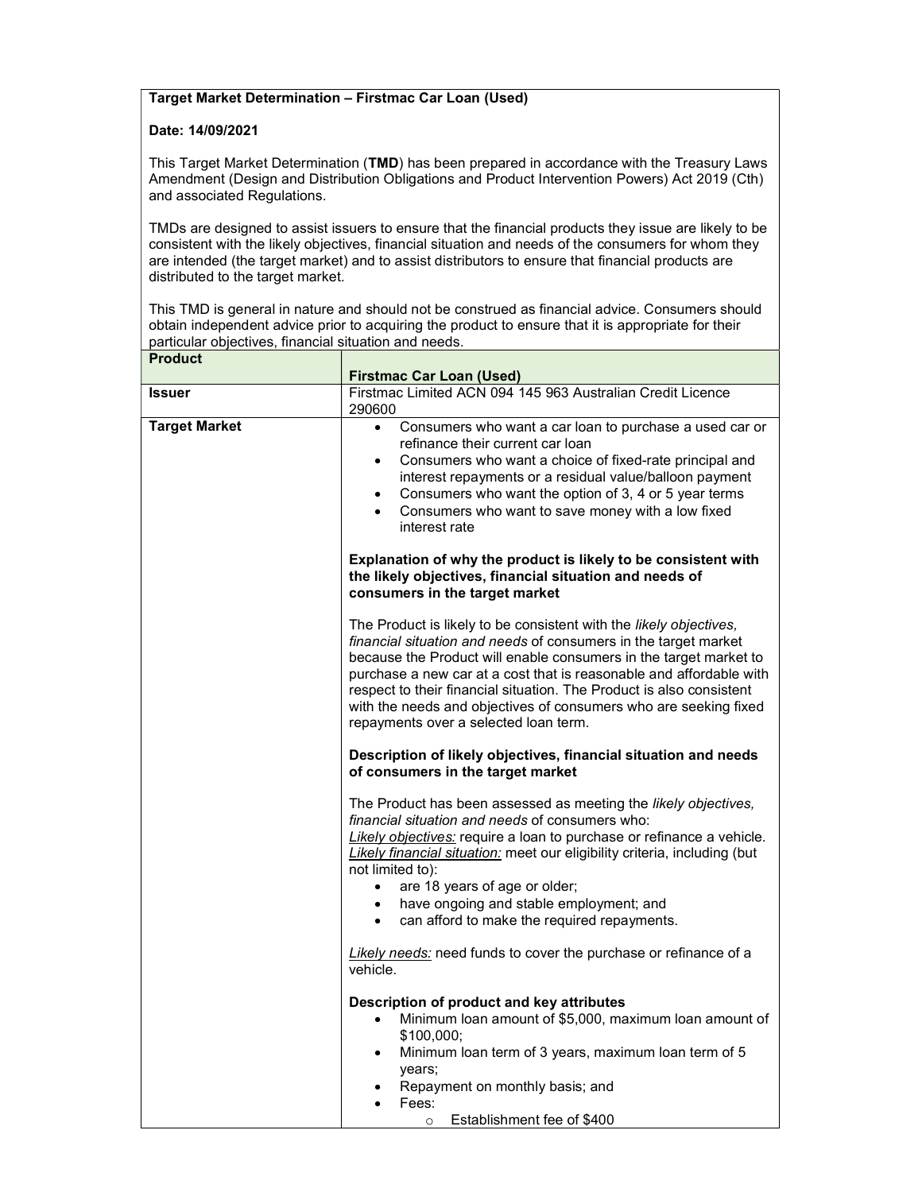**Target Market Determination – Firstmac Car Loan (Used)**

**Date: 14/09/2021**

This Target Market Determination (**TMD**) has been prepared in accordance with the Treasury Laws Amendment (Design and Distribution Obligations and Product Intervention Powers) Act 2019 (Cth) and associated Regulations.

TMDs are designed to assist issuers to ensure that the financial products they issue are likely to be consistent with the likely objectives, financial situation and needs of the consumers for whom they are intended (the target market) and to assist distributors to ensure that financial products are distributed to the target market.

This TMD is general in nature and should not be construed as financial advice. Consumers should obtain independent advice prior to acquiring the product to ensure that it is appropriate for their particular objectives, financial situation and needs.

| **Product** | **Firstmac Car Loan (Used)** |
| --- | --- |
| **Issuer** | Firstmac Limited ACN 094 145 963 Australian Credit Licence 290600 |
| **Target Market** | • Consumers who want a car loan to purchase a used car or refinance their current car loan<br>• Consumers who want a choice of fixed-rate principal and interest repayments or a residual value/balloon payment<br>• Consumers who want the option of 3, 4 or 5 year terms<br>• Consumers who want to save money with a low fixed interest rate<br><br>**Explanation of why the product is likely to be consistent with the likely objectives, financial situation and needs of consumers in the target market**<br><br>The Product is likely to be consistent with the *likely objectives, financial situation and needs* of consumers in the target market because the Product will enable consumers in the target market to purchase a new car at a cost that is reasonable and affordable with respect to their financial situation. The Product is also consistent with the needs and objectives of consumers who are seeking fixed repayments over a selected loan term.<br><br>**Description of likely objectives, financial situation and needs of consumers in the target market**<br><br>The Product has been assessed as meeting the *likely objectives, financial situation and needs* of consumers who:<br>*Likely objectives:* require a loan to purchase or refinance a vehicle.<br>*Likely financial situation:* meet our eligibility criteria, including (but not limited to):<br>• are 18 years of age or older;<br>• have ongoing and stable employment; and<br>• can afford to make the required repayments.<br><br>*Likely needs:* need funds to cover the purchase or refinance of a vehicle.<br><br>**Description of product and key attributes**<br>• Minimum loan amount of $5,000, maximum loan amount of $100,000;<br>• Minimum loan term of 3 years, maximum loan term of 5 years;<br>• Repayment on monthly basis; and<br>• Fees:<br>  ○ Establishment fee of $400 |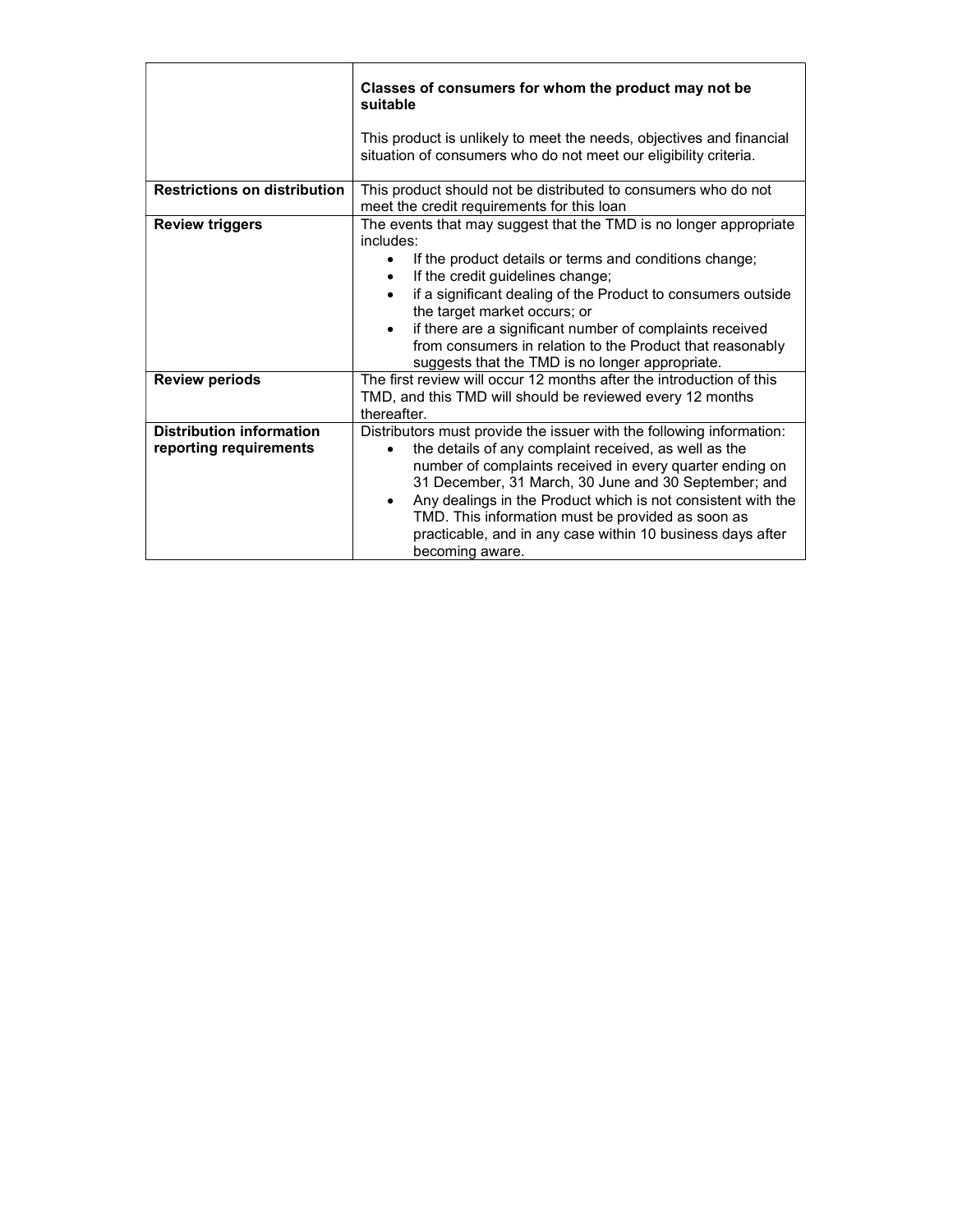| | |
|---|---|
| | **Classes of consumers for whom the product may not be suitable**<br><br>This product is unlikely to meet the needs, objectives and financial situation of consumers who do not meet our eligibility criteria. |
| **Restrictions on distribution** | This product should not be distributed to consumers who do not meet the credit requirements for this loan |
| **Review triggers** | The events that may suggest that the TMD is no longer appropriate includes:<br>• If the product details or terms and conditions change;<br>• If the credit guidelines change;<br>• if a significant dealing of the Product to consumers outside the target market occurs; or<br>• if there are a significant number of complaints received from consumers in relation to the Product that reasonably suggests that the TMD is no longer appropriate. |
| **Review periods** | The first review will occur 12 months after the introduction of this TMD, and this TMD will should be reviewed every 12 months thereafter. |
| **Distribution information reporting requirements** | Distributors must provide the issuer with the following information:<br>• the details of any complaint received, as well as the number of complaints received in every quarter ending on 31 December, 31 March, 30 June and 30 September; and<br>• Any dealings in the Product which is not consistent with the TMD. This information must be provided as soon as practicable, and in any case within 10 business days after becoming aware. |